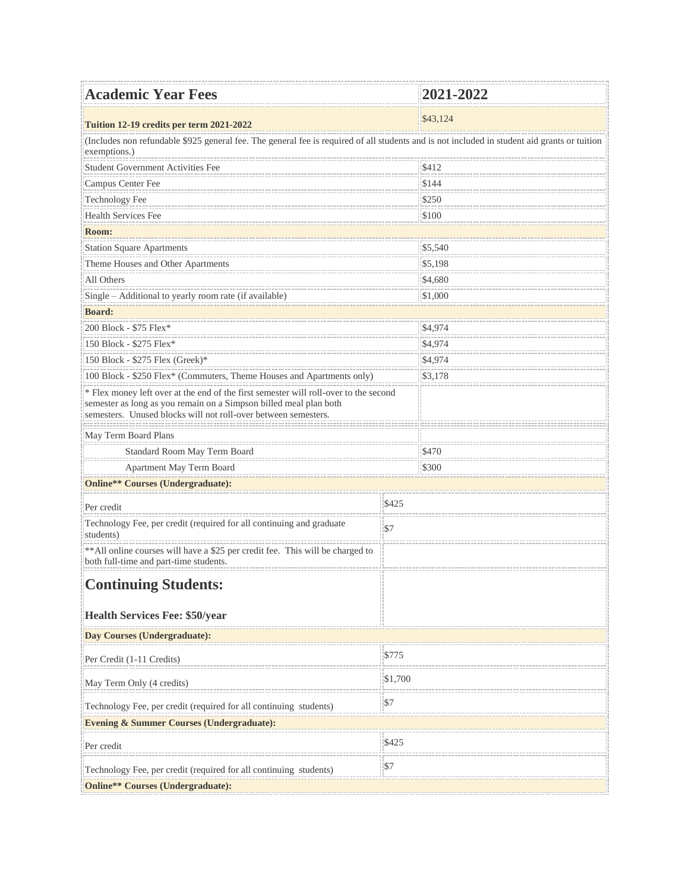| Academic Year Fees | 2021-2022 |
| --- | --- |
| **Tuition 12-19 credits per term 2021-2022** | $43,124 |
| (Includes non refundable $925 general fee. The general fee is required of all students and is not included in student aid grants or tuition exemptions.) | |
| Student Government Activities Fee | $412 |
| Campus Center Fee | $144 |
| Technology Fee | $250 |
| Health Services Fee | $100 |
| **Room:** | |
| Station Square Apartments | $5,540 |
| Theme Houses and Other Apartments | $5,198 |
| All Others | $4,680 |
| Single – Additional to yearly room rate (if available) | $1,000 |
| **Board:** | |
| 200 Block - $75 Flex* | $4,974 |
| 150 Block - $275 Flex* | $4,974 |
| 150 Block - $275 Flex (Greek)* | $4,974 |
| 100 Block - $250 Flex* (Commuters, Theme Houses and Apartments only) | $3,178 |
| * Flex money left over at the end of the first semester will roll-over to the second semester as long as you remain on a Simpson billed meal plan both semesters. Unused blocks will not roll-over between semesters. | |
| May Term Board Plans | |
| Standard Room May Term Board | $470 |
| Apartment May Term Board | $300 |
| **Online** Courses (Undergraduate):** | |
| Per credit | $425 |
| Technology Fee, per credit (required for all continuing and graduate students) | $7 |
| **All online courses will have a $25 per credit fee. This will be charged to both full-time and part-time students. | |

## Continuing Students:

**Health Services Fee: $50/year**

| Day Courses (Undergraduate): | |
| --- | --- |
| Per Credit (1-11 Credits) | $775 |
| May Term Only (4 credits) | $1,700 |
| Technology Fee, per credit (required for all continuing students) | $7 |
| **Evening & Summer Courses (Undergraduate):** | |
| Per credit | $425 |
| Technology Fee, per credit (required for all continuing students) | $7 |
| **Online** Courses (Undergraduate):** | |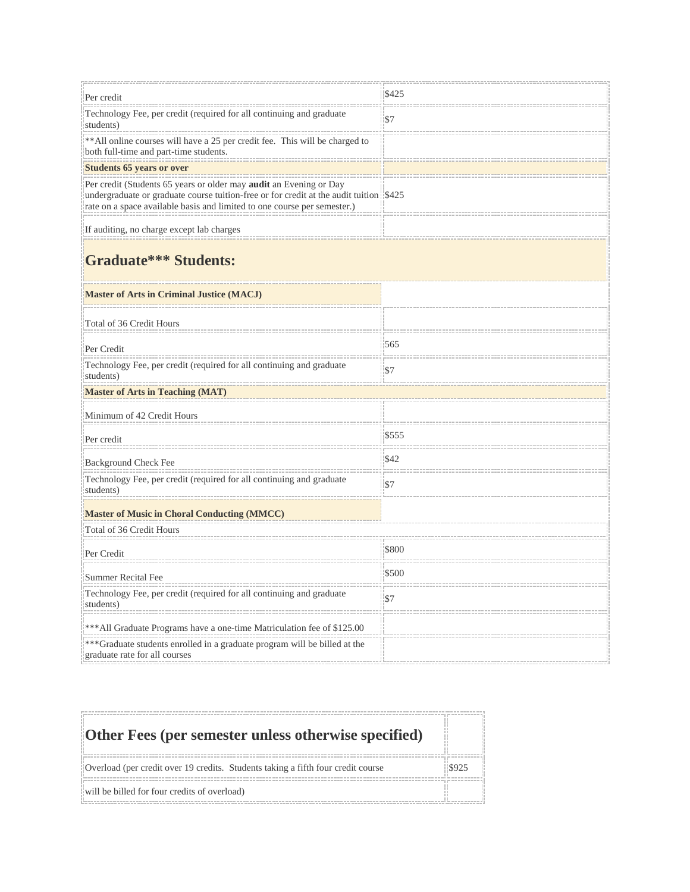| | |
|---|---|
| Per credit | $425 |
| Technology Fee, per credit (required for all continuing and graduate students) | $7 |
| **All online courses will have a 25 per credit fee. This will be charged to both full-time and part-time students. | |
| **Students 65 years or over** | |
| Per credit (Students 65 years or older may **audit** an Evening or Day undergraduate or graduate course tuition-free or for credit at the audit tuition rate on a space available basis and limited to one course per semester.) | $425 |
| If auditing, no charge except lab charges | |

## Graduate*** Students:

| | |
|---|---|
| **Master of Arts in Criminal Justice (MACJ)** | |
| Total of 36 Credit Hours | |
| Per Credit | 565 |
| Technology Fee, per credit (required for all continuing and graduate students) | $7 |
| **Master of Arts in Teaching (MAT)** | |
| Minimum of 42 Credit Hours | |
| Per credit | $555 |
| Background Check Fee | $42 |
| Technology Fee, per credit (required for all continuing and graduate students) | $7 |
| **Master of Music in Choral Conducting (MMCC)** | |
| Total of 36 Credit Hours | |
| Per Credit | $800 |
| Summer Recital Fee | $500 |
| Technology Fee, per credit (required for all continuing and graduate students) | $7 |
| ***All Graduate Programs have a one-time Matriculation fee of $125.00 | |
| ***Graduate students enrolled in a graduate program will be billed at the graduate rate for all courses | |

## Other Fees (per semester unless otherwise specified)

| | |
|---|---|
| Overload (per credit over 19 credits. Students taking a fifth four credit course | $925 |
| will be billed for four credits of overload) | |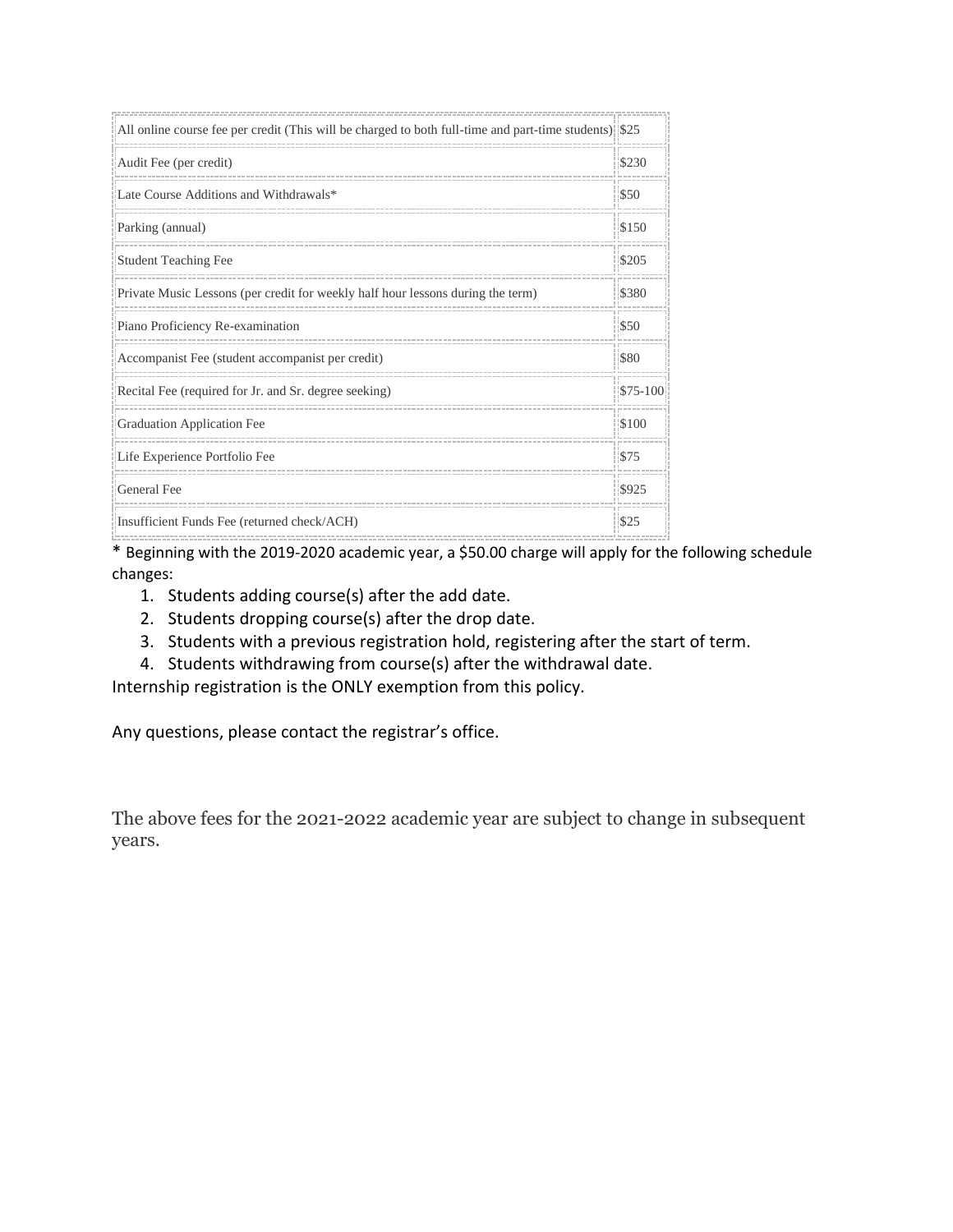| | |
|---|---|
| All online course fee per credit (This will be charged to both full-time and part-time students) | $25 |
| Audit Fee (per credit) | $230 |
| Late Course Additions and Withdrawals* | $50 |
| Parking (annual) | $150 |
| Student Teaching Fee | $205 |
| Private Music Lessons (per credit for weekly half hour lessons during the term) | $380 |
| Piano Proficiency Re-examination | $50 |
| Accompanist Fee (student accompanist per credit) | $80 |
| Recital Fee (required for Jr. and Sr. degree seeking) | $75-100 |
| Graduation Application Fee | $100 |
| Life Experience Portfolio Fee | $75 |
| General Fee | $925 |
| Insufficient Funds Fee (returned check/ACH) | $25 |

* Beginning with the 2019-2020 academic year, a $50.00 charge will apply for the following schedule changes:

1. Students adding course(s) after the add date.
2. Students dropping course(s) after the drop date.
3. Students with a previous registration hold, registering after the start of term.
4. Students withdrawing from course(s) after the withdrawal date.

Internship registration is the ONLY exemption from this policy.

Any questions, please contact the registrar's office.

The above fees for the 2021-2022 academic year are subject to change in subsequent years.